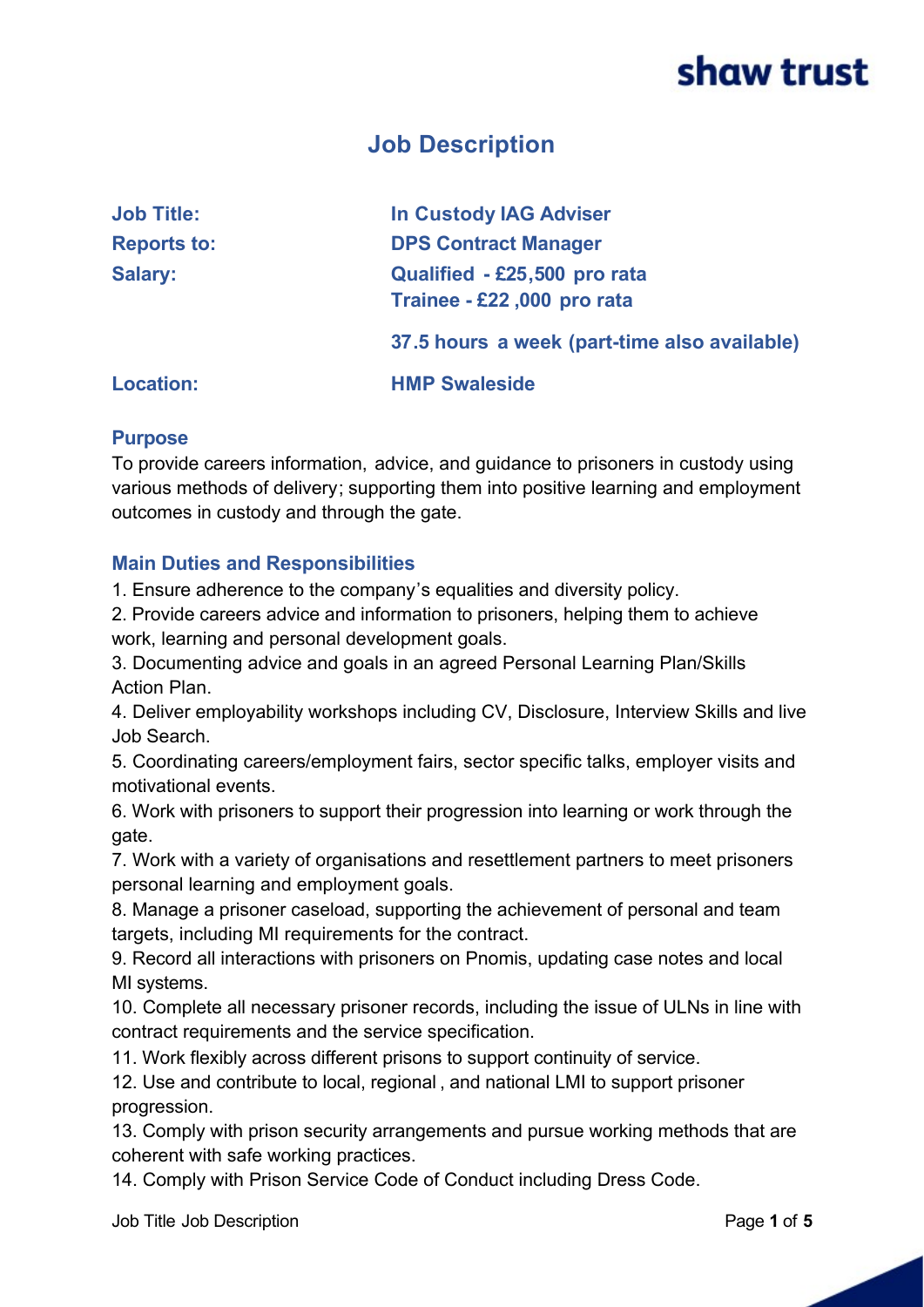shaw trust

# Job Description

| | |
|---|---|
| **Job Title:** | **In Custody IAG Adviser** |
| **Reports to:** | **DPS Contract Manager** |
| **Salary:** | **Qualified - £25,500 pro rata**<br>**Trainee - £22 ,000 pro rata**<br><br>**37.5 hours a week (part-time also available)** |
| **Location:** | **HMP Swaleside** |

## Purpose

To provide careers information, advice, and guidance to prisoners in custody using various methods of delivery; supporting them into positive learning and employment outcomes in custody and through the gate.

## Main Duties and Responsibilities

1. Ensure adherence to the company's equalities and diversity policy.
2. Provide careers advice and information to prisoners, helping them to achieve work, learning and personal development goals.
3. Documenting advice and goals in an agreed Personal Learning Plan/Skills Action Plan.
4. Deliver employability workshops including CV, Disclosure, Interview Skills and live Job Search.
5. Coordinating careers/employment fairs, sector specific talks, employer visits and motivational events.
6. Work with prisoners to support their progression into learning or work through the gate.
7. Work with a variety of organisations and resettlement partners to meet prisoners personal learning and employment goals.
8. Manage a prisoner caseload, supporting the achievement of personal and team targets, including MI requirements for the contract.
9. Record all interactions with prisoners on Pnomis, updating case notes and local MI systems.
10. Complete all necessary prisoner records, including the issue of ULNs in line with contract requirements and the service specification.
11. Work flexibly across different prisons to support continuity of service.
12. Use and contribute to local, regional , and national LMI to support prisoner progression.
13. Comply with prison security arrangements and pursue working methods that are coherent with safe working practices.
14. Comply with Prison Service Code of Conduct including Dress Code.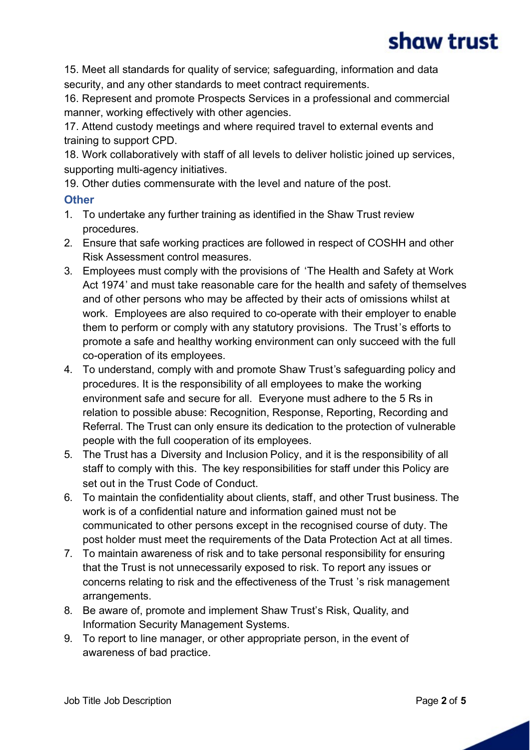15. Meet all standards for quality of service; safeguarding, information and data security, and any other standards to meet contract requirements.
16. Represent and promote Prospects Services in a professional and commercial manner, working effectively with other agencies.
17. Attend custody meetings and where required travel to external events and training to support CPD.
18. Work collaboratively with staff of all levels to deliver holistic joined up services, supporting multi-agency initiatives.
19. Other duties commensurate with the level and nature of the post.

### Other

1. To undertake any further training as identified in the Shaw Trust review procedures.
2. Ensure that safe working practices are followed in respect of COSHH and other Risk Assessment control measures.
3. Employees must comply with the provisions of 'The Health and Safety at Work Act 1974' and must take reasonable care for the health and safety of themselves and of other persons who may be affected by their acts of omissions whilst at work. Employees are also required to co-operate with their employer to enable them to perform or comply with any statutory provisions. The Trust's efforts to promote a safe and healthy working environment can only succeed with the full co-operation of its employees.
4. To understand, comply with and promote Shaw Trust's safeguarding policy and procedures. It is the responsibility of all employees to make the working environment safe and secure for all. Everyone must adhere to the 5 Rs in relation to possible abuse: Recognition, Response, Reporting, Recording and Referral. The Trust can only ensure its dedication to the protection of vulnerable people with the full cooperation of its employees.
5. The Trust has a Diversity and Inclusion Policy, and it is the responsibility of all staff to comply with this. The key responsibilities for staff under this Policy are set out in the Trust Code of Conduct.
6. To maintain the confidentiality about clients, staff, and other Trust business. The work is of a confidential nature and information gained must not be communicated to other persons except in the recognised course of duty. The post holder must meet the requirements of the Data Protection Act at all times.
7. To maintain awareness of risk and to take personal responsibility for ensuring that the Trust is not unnecessarily exposed to risk. To report any issues or concerns relating to risk and the effectiveness of the Trust's risk management arrangements.
8. Be aware of, promote and implement Shaw Trust's Risk, Quality, and Information Security Management Systems.
9. To report to line manager, or other appropriate person, in the event of awareness of bad practice.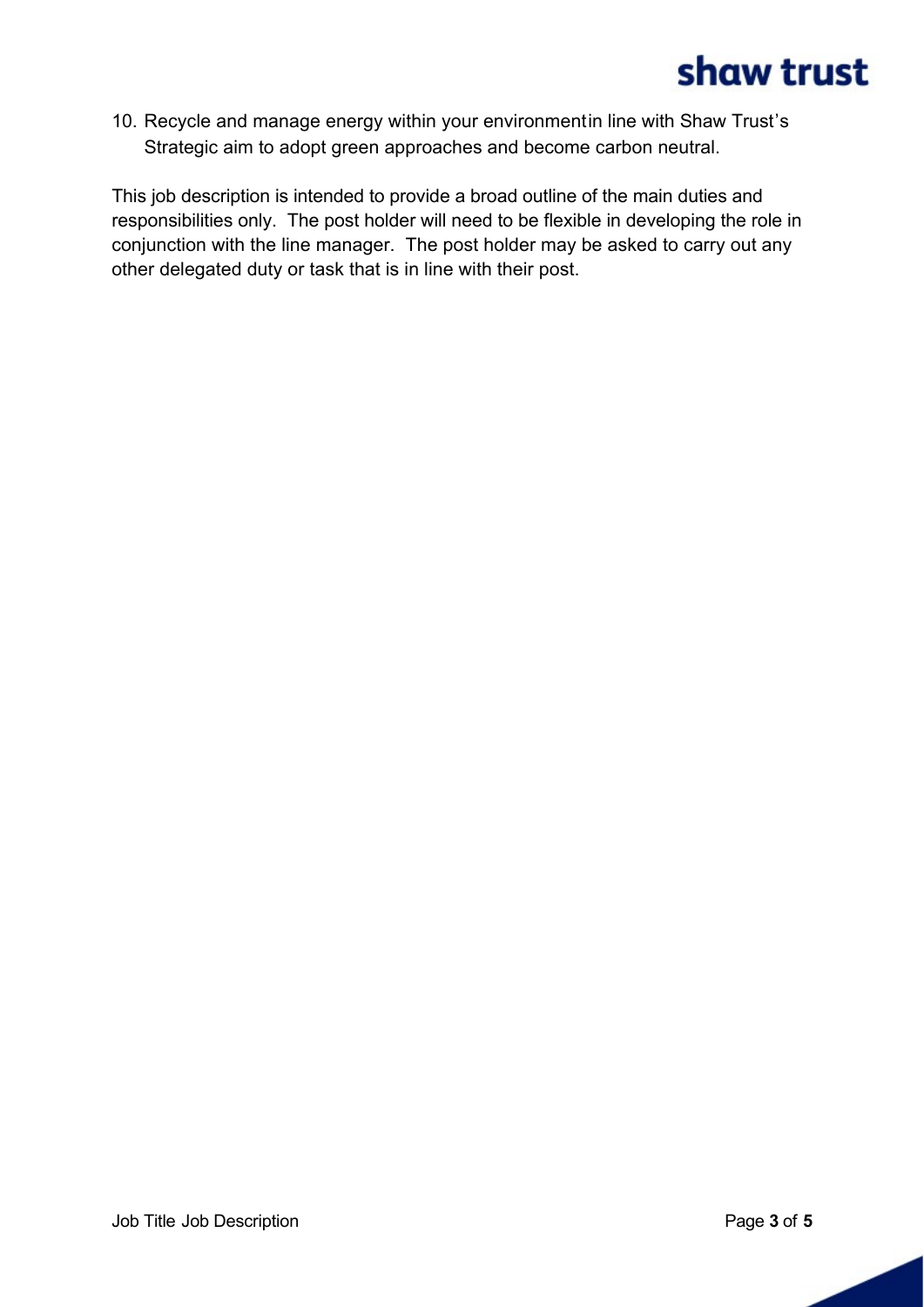10. Recycle and manage energy within your environmentin line with Shaw Trust's Strategic aim to adopt green approaches and become carbon neutral.

This job description is intended to provide a broad outline of the main duties and responsibilities only. The post holder will need to be flexible in developing the role in conjunction with the line manager. The post holder may be asked to carry out any other delegated duty or task that is in line with their post.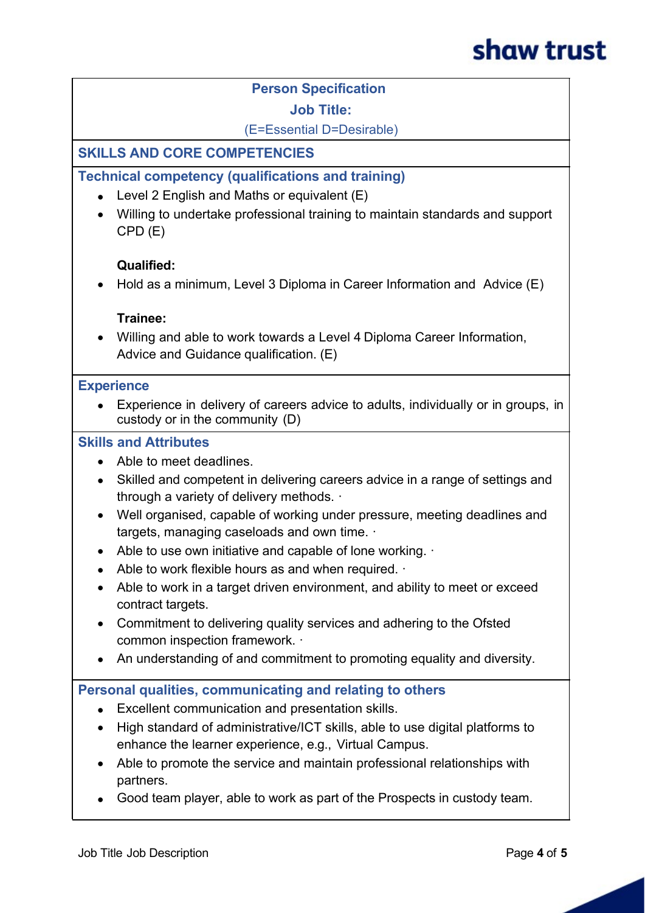## Person Specification

**Job Title:**

(E=Essential D=Desirable)

### SKILLS AND CORE COMPETENCIES

#### Technical competency (qualifications and training)

- Level 2 English and Maths or equivalent (E)
- Willing to undertake professional training to maintain standards and support CPD (E)

**Qualified:**

- Hold as a minimum, Level 3 Diploma in Career Information and Advice (E)

**Trainee:**

- Willing and able to work towards a Level 4 Diploma Career Information, Advice and Guidance qualification. (E)

#### Experience

- Experience in delivery of careers advice to adults, individually or in groups, in custody or in the community (D)

#### Skills and Attributes

- Able to meet deadlines.
- Skilled and competent in delivering careers advice in a range of settings and through a variety of delivery methods. ·
- Well organised, capable of working under pressure, meeting deadlines and targets, managing caseloads and own time. ·
- Able to use own initiative and capable of lone working. ·
- Able to work flexible hours as and when required. ·
- Able to work in a target driven environment, and ability to meet or exceed contract targets.
- Commitment to delivering quality services and adhering to the Ofsted common inspection framework. ·
- An understanding of and commitment to promoting equality and diversity.

#### Personal qualities, communicating and relating to others

- Excellent communication and presentation skills.
- High standard of administrative/ICT skills, able to use digital platforms to enhance the learner experience, e.g., Virtual Campus.
- Able to promote the service and maintain professional relationships with partners.
- Good team player, able to work as part of the Prospects in custody team.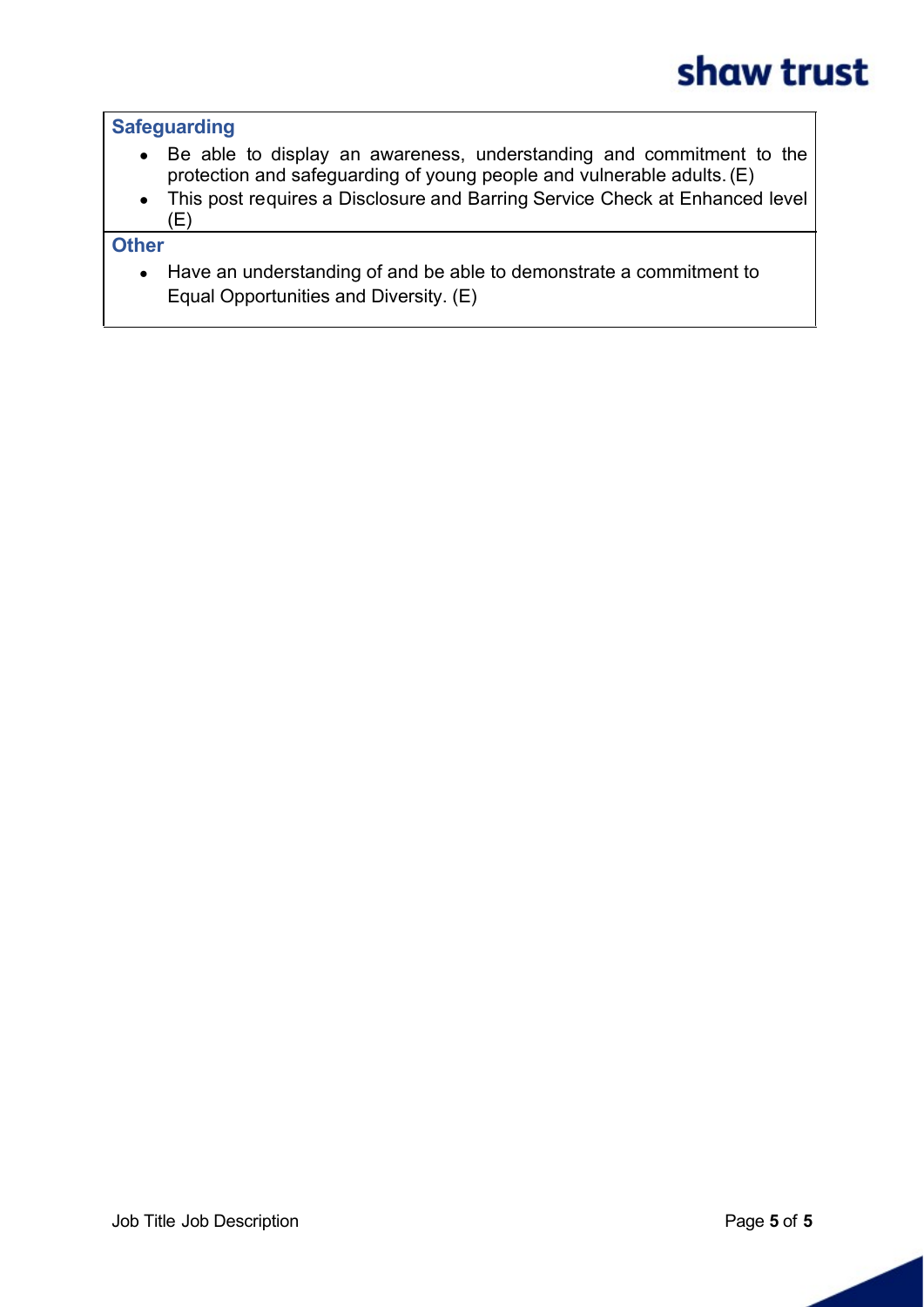### Safeguarding

- Be able to display an awareness, understanding and commitment to the protection and safeguarding of young people and vulnerable adults. (E)
- This post requires a Disclosure and Barring Service Check at Enhanced level (E)

### Other

- Have an understanding of and be able to demonstrate a commitment to Equal Opportunities and Diversity. (E)